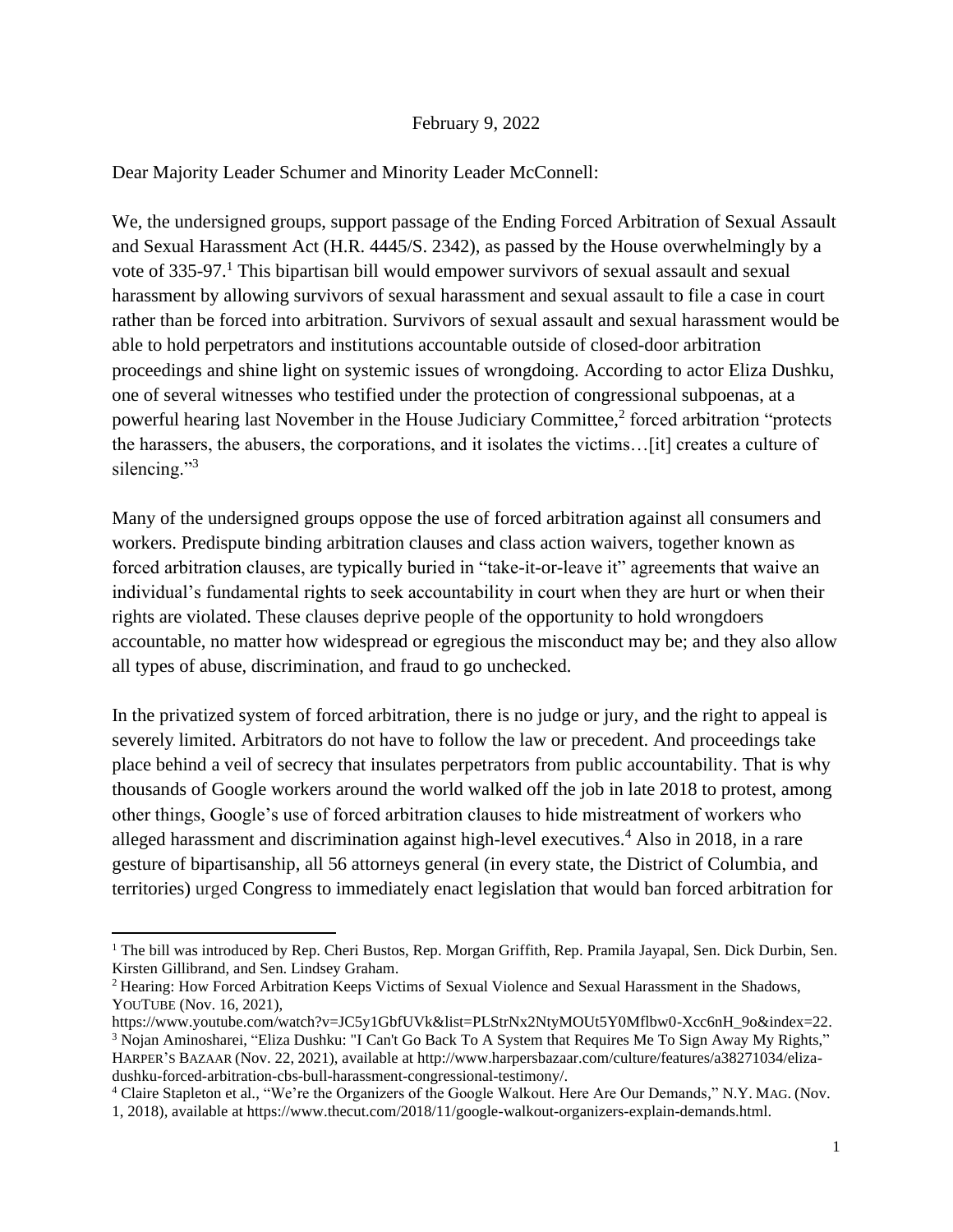February 9, 2022

Dear Majority Leader Schumer and Minority Leader McConnell:

We, the undersigned groups, support passage of the Ending Forced Arbitration of Sexual Assault and Sexual Harassment Act (H.R. 4445/S. 2342), as passed by the House overwhelmingly by a vote of 335-97.[1] This bipartisan bill would empower survivors of sexual assault and sexual harassment by allowing survivors of sexual harassment and sexual assault to file a case in court rather than be forced into arbitration. Survivors of sexual assault and sexual harassment would be able to hold perpetrators and institutions accountable outside of closed-door arbitration proceedings and shine light on systemic issues of wrongdoing. According to actor Eliza Dushku, one of several witnesses who testified under the protection of congressional subpoenas, at a powerful hearing last November in the House Judiciary Committee,[2] forced arbitration "protects the harassers, the abusers, the corporations, and it isolates the victims…[it] creates a culture of silencing."[3]

Many of the undersigned groups oppose the use of forced arbitration against all consumers and workers. Predispute binding arbitration clauses and class action waivers, together known as forced arbitration clauses, are typically buried in "take-it-or-leave it" agreements that waive an individual's fundamental rights to seek accountability in court when they are hurt or when their rights are violated. These clauses deprive people of the opportunity to hold wrongdoers accountable, no matter how widespread or egregious the misconduct may be; and they also allow all types of abuse, discrimination, and fraud to go unchecked.

In the privatized system of forced arbitration, there is no judge or jury, and the right to appeal is severely limited. Arbitrators do not have to follow the law or precedent. And proceedings take place behind a veil of secrecy that insulates perpetrators from public accountability. That is why thousands of Google workers around the world walked off the job in late 2018 to protest, among other things, Google's use of forced arbitration clauses to hide mistreatment of workers who alleged harassment and discrimination against high-level executives.[4] Also in 2018, in a rare gesture of bipartisanship, all 56 attorneys general (in every state, the District of Columbia, and territories) urged Congress to immediately enact legislation that would ban forced arbitration for

---

[1] The bill was introduced by Rep. Cheri Bustos, Rep. Morgan Griffith, Rep. Pramila Jayapal, Sen. Dick Durbin, Sen. Kirsten Gillibrand, and Sen. Lindsey Graham.

[2] Hearing: How Forced Arbitration Keeps Victims of Sexual Violence and Sexual Harassment in the Shadows, YOUTUBE (Nov. 16, 2021), https://www.youtube.com/watch?v=JC5y1GbfUVk&list=PLStrNx2NtyMOUt5Y0Mflbw0-Xcc6nH_9o&index=22.

[3] Nojan Aminosharei, "Eliza Dushku: "I Can't Go Back To A System that Requires Me To Sign Away My Rights," HARPER'S BAZAAR (Nov. 22, 2021), available at http://www.harpersbazaar.com/culture/features/a38271034/eliza-dushku-forced-arbitration-cbs-bull-harassment-congressional-testimony/.

[4] Claire Stapleton et al., "We're the Organizers of the Google Walkout. Here Are Our Demands," N.Y. MAG. (Nov. 1, 2018), available at https://www.thecut.com/2018/11/google-walkout-organizers-explain-demands.html.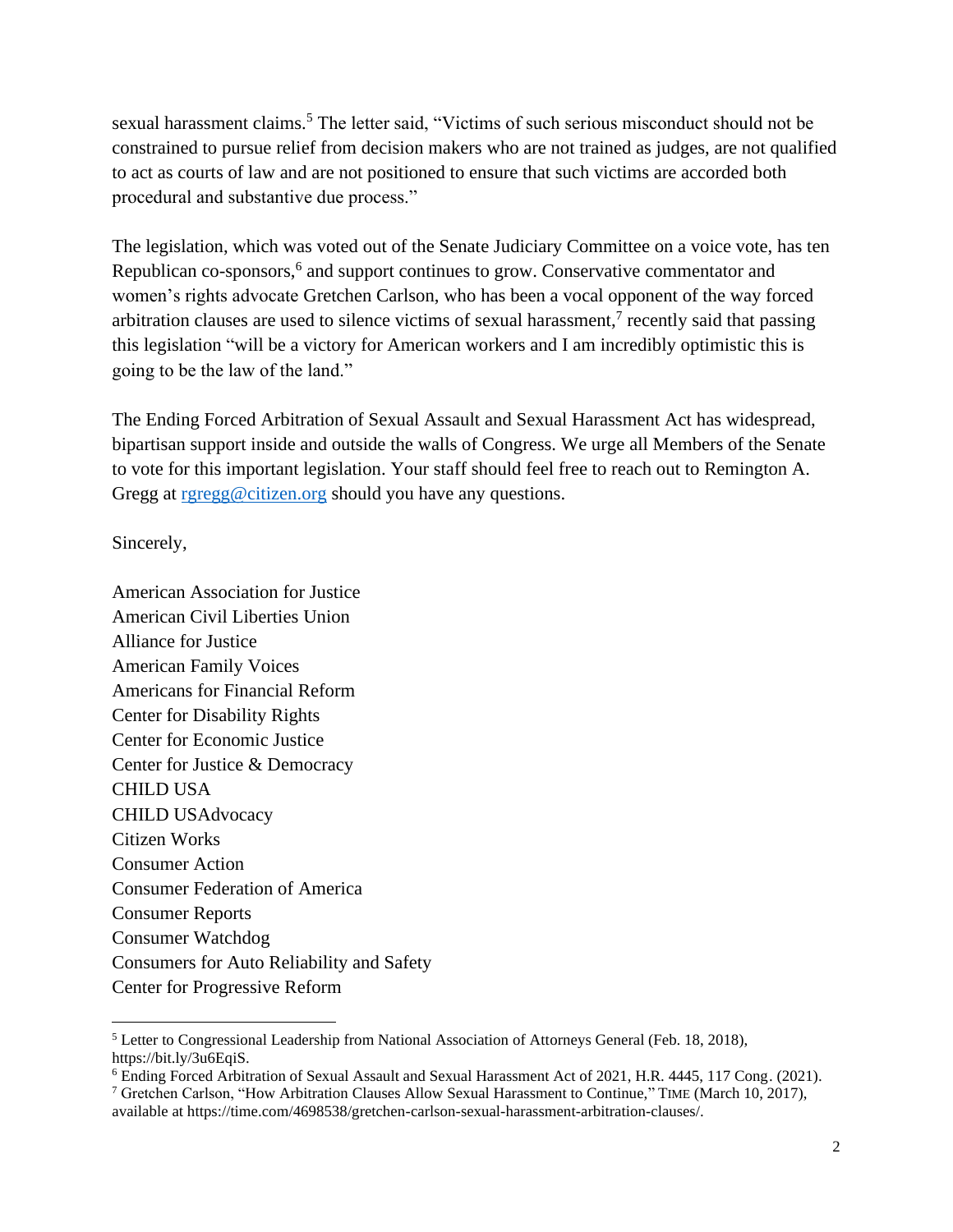sexual harassment claims.[5] The letter said, "Victims of such serious misconduct should not be constrained to pursue relief from decision makers who are not trained as judges, are not qualified to act as courts of law and are not positioned to ensure that such victims are accorded both procedural and substantive due process."

The legislation, which was voted out of the Senate Judiciary Committee on a voice vote, has ten Republican co-sponsors,[6] and support continues to grow. Conservative commentator and women's rights advocate Gretchen Carlson, who has been a vocal opponent of the way forced arbitration clauses are used to silence victims of sexual harassment,[7] recently said that passing this legislation "will be a victory for American workers and I am incredibly optimistic this is going to be the law of the land."

The Ending Forced Arbitration of Sexual Assault and Sexual Harassment Act has widespread, bipartisan support inside and outside the walls of Congress. We urge all Members of the Senate to vote for this important legislation. Your staff should feel free to reach out to Remington A. Gregg at rgregg@citizen.org should you have any questions.

Sincerely,

American Association for Justice
American Civil Liberties Union
Alliance for Justice
American Family Voices
Americans for Financial Reform
Center for Disability Rights
Center for Economic Justice
Center for Justice & Democracy
CHILD USA
CHILD USAdvocacy
Citizen Works
Consumer Action
Consumer Federation of America
Consumer Reports
Consumer Watchdog
Consumers for Auto Reliability and Safety
Center for Progressive Reform

---

[5] Letter to Congressional Leadership from National Association of Attorneys General (Feb. 18, 2018), https://bit.ly/3u6EqiS.

[6] Ending Forced Arbitration of Sexual Assault and Sexual Harassment Act of 2021, H.R. 4445, 117 Cong. (2021).

[7] Gretchen Carlson, "How Arbitration Clauses Allow Sexual Harassment to Continue," TIME (March 10, 2017), available at https://time.com/4698538/gretchen-carlson-sexual-harassment-arbitration-clauses/.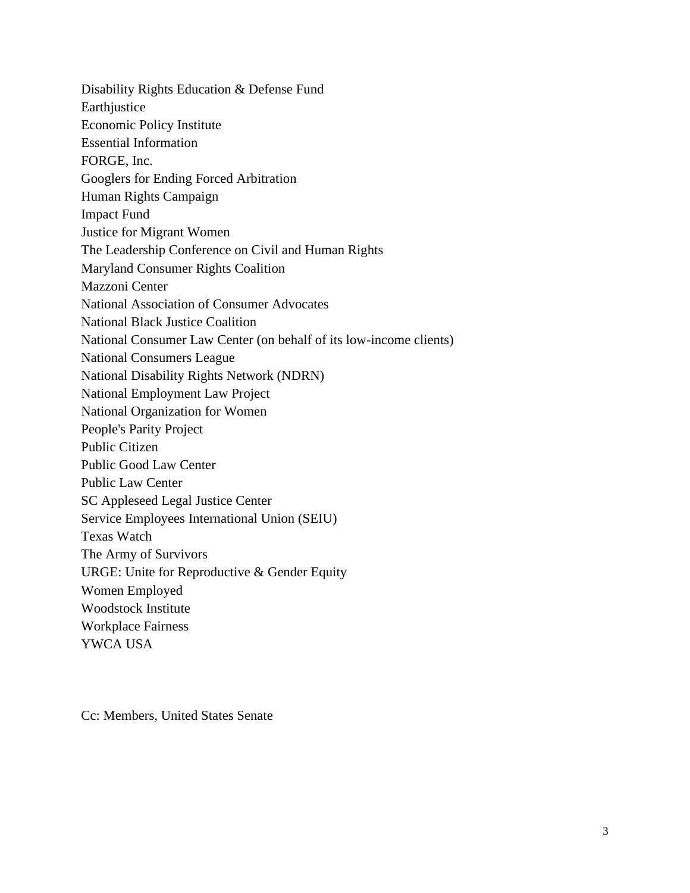Disability Rights Education & Defense Fund
Earthjustice
Economic Policy Institute
Essential Information
FORGE, Inc.
Googlers for Ending Forced Arbitration
Human Rights Campaign
Impact Fund
Justice for Migrant Women
The Leadership Conference on Civil and Human Rights
Maryland Consumer Rights Coalition
Mazzoni Center
National Association of Consumer Advocates
National Black Justice Coalition
National Consumer Law Center (on behalf of its low-income clients)
National Consumers League
National Disability Rights Network (NDRN)
National Employment Law Project
National Organization for Women
People's Parity Project
Public Citizen
Public Good Law Center
Public Law Center
SC Appleseed Legal Justice Center
Service Employees International Union (SEIU)
Texas Watch
The Army of Survivors
URGE: Unite for Reproductive & Gender Equity
Women Employed
Woodstock Institute
Workplace Fairness
YWCA USA

Cc: Members, United States Senate